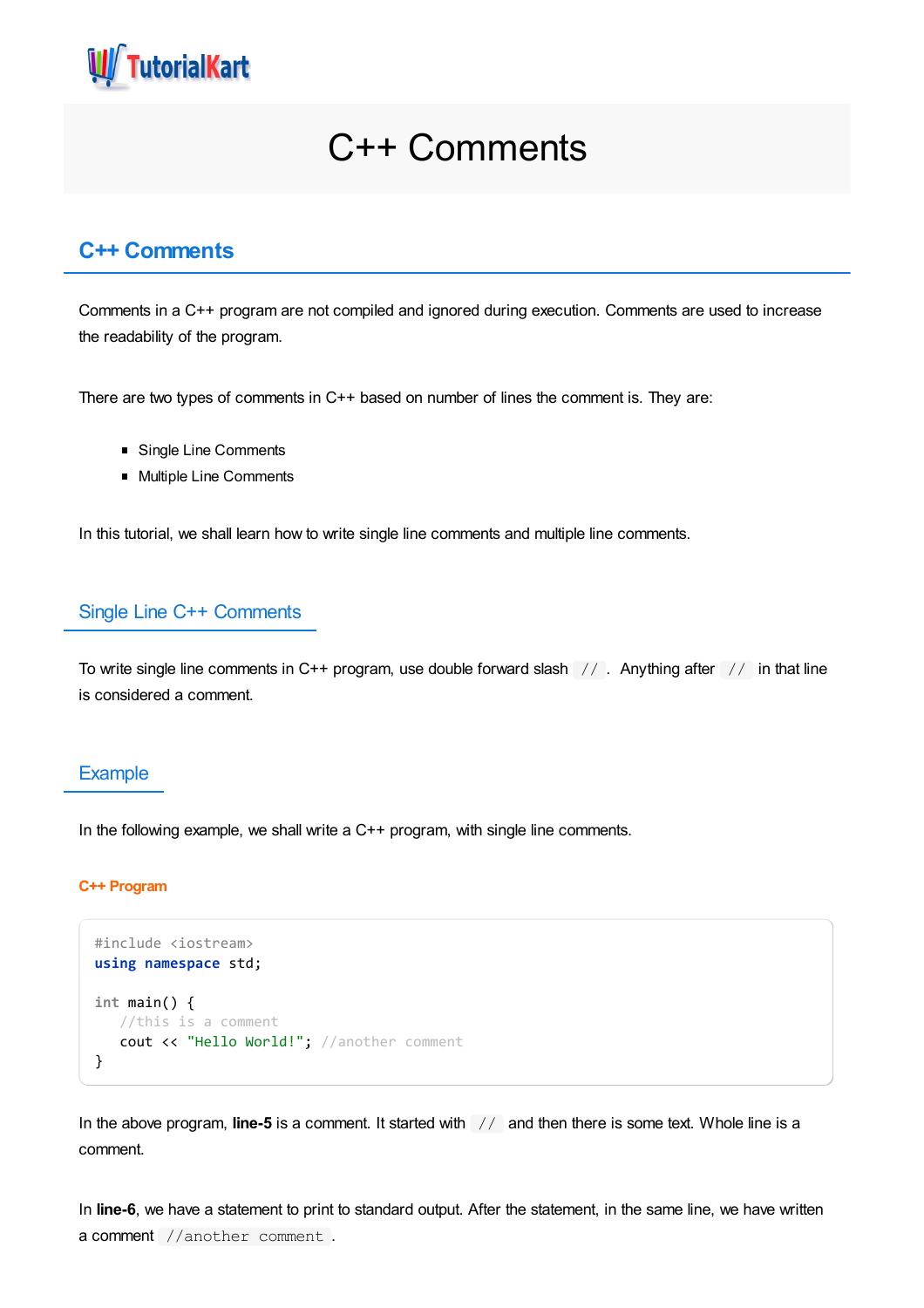# C++ Comments

## C++ Comments

Comments in a C++ program are not compiled and ignored during execution. Comments are used to increase the readability of the program.

There are two types of comments in C++ based on number of lines the comment is. They are:

- Single Line Comments
- Multiple Line Comments

In this tutorial, we shall learn how to write single line comments and multiple line comments.

### Single Line C++ Comments

To write single line comments in C++ program, use double forward slash `//`. Anything after `//` in that line is considered a comment.

### Example

In the following example, we shall write a C++ program, with single line comments.

**C++ Program**

```
#include <iostream>
using namespace std;

int main() {
   //this is a comment
   cout << "Hello World!"; //another comment
}
```

In the above program, **line-5** is a comment. It started with `//` and then there is some text. Whole line is a comment.

In **line-6**, we have a statement to print to standard output. After the statement, in the same line, we have written a comment `//another comment`.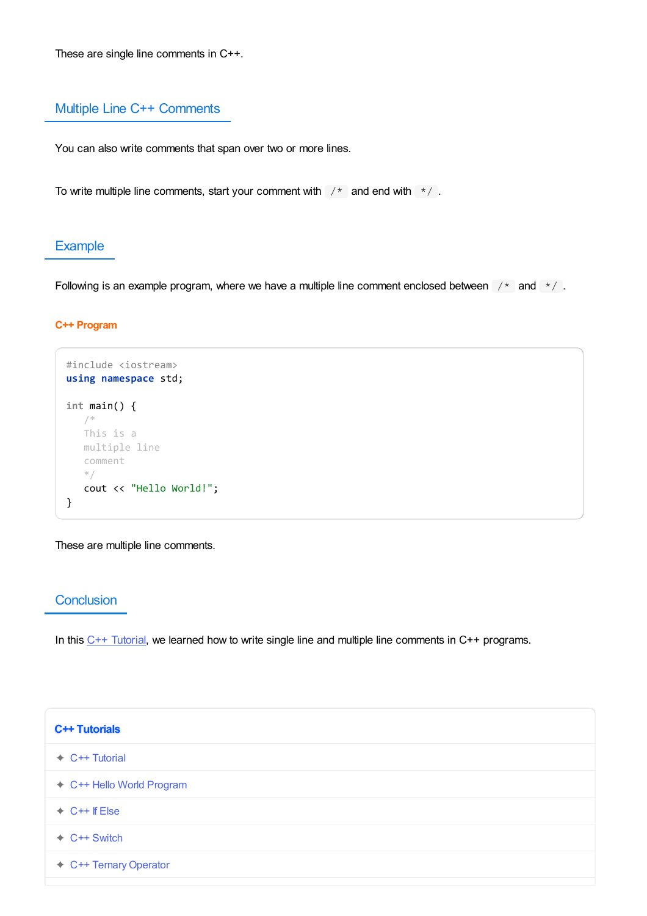These are single line comments in C++.

## Multiple Line C++ Comments

You can also write comments that span over two or more lines.

To write multiple line comments, start your comment with `/*` and end with `*/`.

## Example

Following is an example program, where we have a multiple line comment enclosed between `/*` and `*/`.

**C++ Program**

```
#include <iostream>
using namespace std;

int main() {
    /*
    This is a
    multiple line
    comment
    */
    cout << "Hello World!";
}
```

These are multiple line comments.

## Conclusion

In this C++ Tutorial, we learned how to write single line and multiple line comments in C++ programs.

**C++ Tutorials**

- ✦ C++ Tutorial
- ✦ C++ Hello World Program
- ✦ C++ If Else
- ✦ C++ Switch
- ✦ C++ Ternary Operator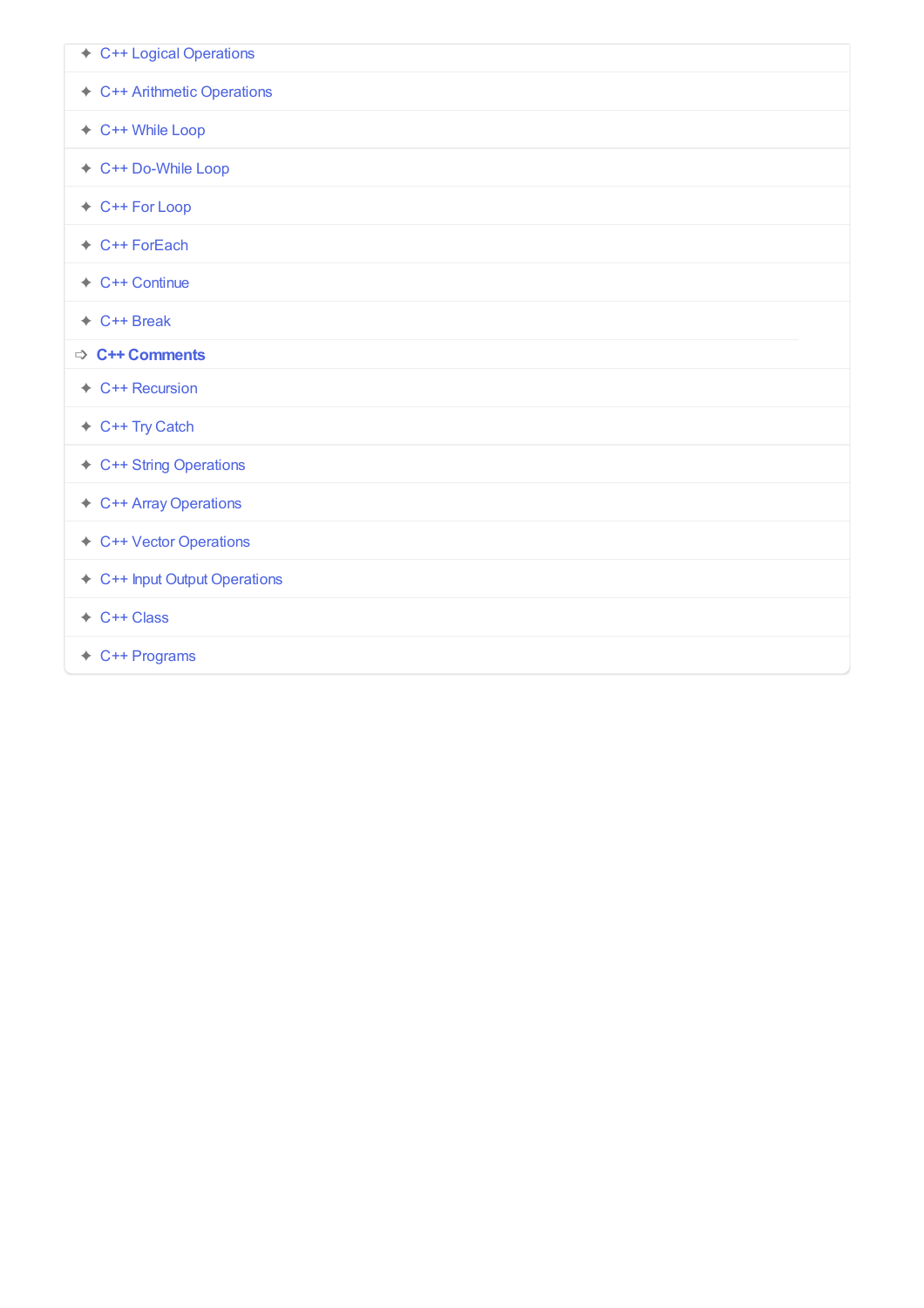- ✦ C++ Logical Operations
- ✦ C++ Arithmetic Operations
- ✦ C++ While Loop
- ✦ C++ Do-While Loop
- ✦ C++ For Loop
- ✦ C++ ForEach
- ✦ C++ Continue
- ✦ C++ Break
- ➪ **C++ Comments**
- ✦ C++ Recursion
- ✦ C++ Try Catch
- ✦ C++ String Operations
- ✦ C++ Array Operations
- ✦ C++ Vector Operations
- ✦ C++ Input Output Operations
- ✦ C++ Class
- ✦ C++ Programs